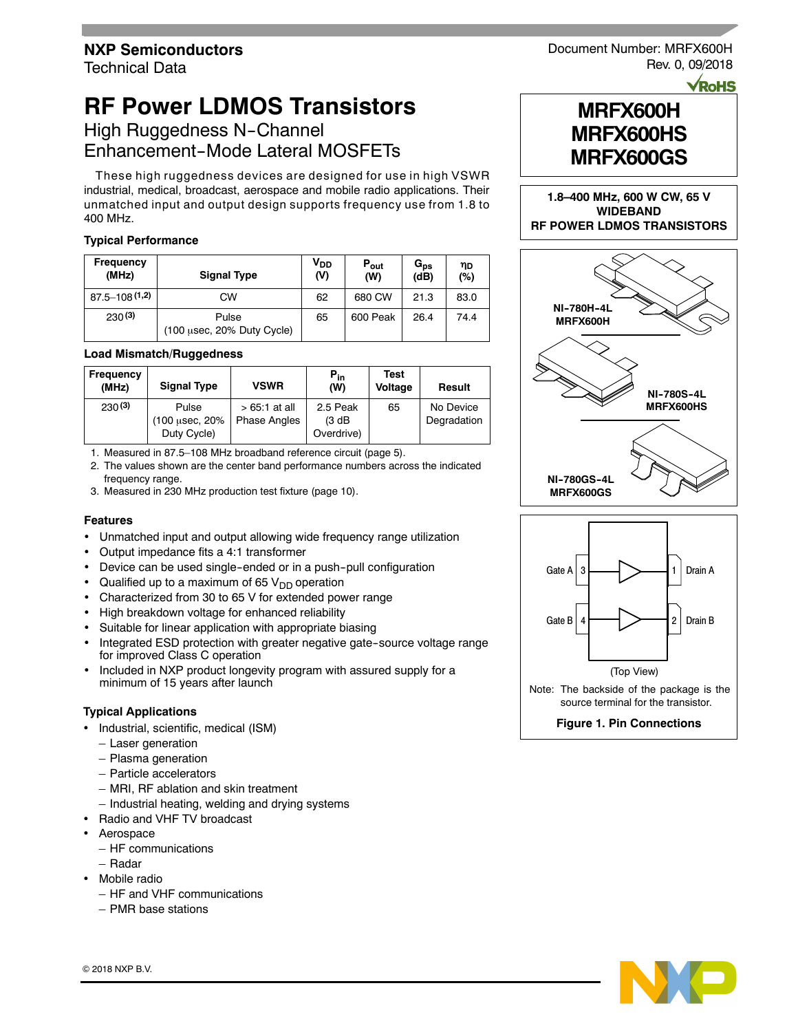**NXP Semiconductors**
Technical Data

Document Number: MRFX600H
Rev. 0, 09/2018

# RF Power LDMOS Transistors

## High Ruggedness N-Channel Enhancement-Mode Lateral MOSFETs

These high ruggedness devices are designed for use in high VSWR industrial, medical, broadcast, aerospace and mobile radio applications. Their unmatched input and output design supports frequency use from 1.8 to 400 MHz.

**MRFX600H**
**MRFX600HS**
**MRFX600GS**

**1.8–400 MHz, 600 W CW, 65 V WIDEBAND RF POWER LDMOS TRANSISTORS**

NI-780H-4L MRFX600H

NI-780S-4L MRFX600HS

NI-780GS-4L MRFX600GS

### Typical Performance

| Frequency (MHz) | Signal Type | $V_{DD}$ (V) | $P_{out}$ (W) | $G_{ps}$ (dB) | $\eta_D$ (%) |
|---|---|---|---|---|---|
| 87.5–108 [1,2] | CW | 62 | 680 CW | 21.3 | 83.0 |
| 230 [3] | Pulse (100 μsec, 20% Duty Cycle) | 65 | 600 Peak | 26.4 | 74.4 |

### Load Mismatch/Ruggedness

| Frequency (MHz) | Signal Type | VSWR | $P_{in}$ (W) | Test Voltage | Result |
|---|---|---|---|---|---|
| 230 [3] | Pulse (100 μsec, 20% Duty Cycle) | > 65:1 at all Phase Angles | 2.5 Peak (3 dB Overdrive) | 65 | No Device Degradation |

1. Measured in 87.5–108 MHz broadband reference circuit (page 5).
2. The values shown are the center band performance numbers across the indicated frequency range.
3. Measured in 230 MHz production test fixture (page 10).

Gate A 3 — 1 Drain A
Gate B 4 — 2 Drain B

(Top View)

Note: The backside of the package is the source terminal for the transistor.

**Figure 1. Pin Connections**

### Features

- Unmatched input and output allowing wide frequency range utilization
- Output impedance fits a 4:1 transformer
- Device can be used single-ended or in a push-pull configuration
- Qualified up to a maximum of 65 $V_{DD}$ operation
- Characterized from 30 to 65 V for extended power range
- High breakdown voltage for enhanced reliability
- Suitable for linear application with appropriate biasing
- Integrated ESD protection with greater negative gate-source voltage range for improved Class C operation
- Included in NXP product longevity program with assured supply for a minimum of 15 years after launch

### Typical Applications

- Industrial, scientific, medical (ISM)
  - Laser generation
  - Plasma generation
  - Particle accelerators
  - MRI, RF ablation and skin treatment
  - Industrial heating, welding and drying systems
- Radio and VHF TV broadcast
- Aerospace
  - HF communications
  - Radar
- Mobile radio
  - HF and VHF communications
  - PMR base stations

© 2018 NXP B.V.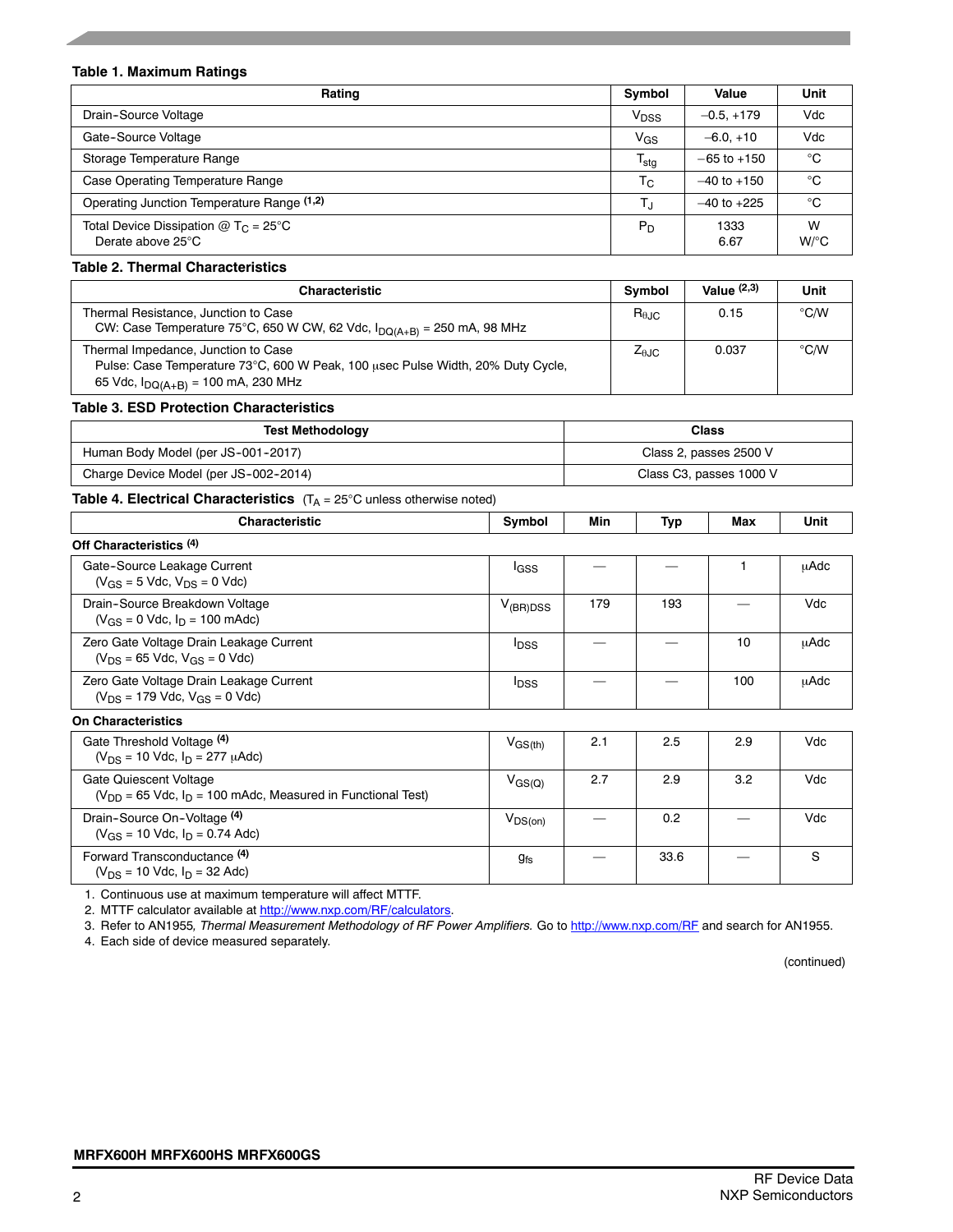**Table 1. Maximum Ratings**

| Rating | Symbol | Value | Unit |
|---|---|---|---|
| Drain-Source Voltage | $V_{DSS}$ | –0.5, +179 | Vdc |
| Gate-Source Voltage | $V_{GS}$ | –6.0, +10 | Vdc |
| Storage Temperature Range | $T_{stg}$ | –65 to +150 | °C |
| Case Operating Temperature Range | $T_C$ | –40 to +150 | °C |
| Operating Junction Temperature Range [1,2] | $T_J$ | –40 to +225 | °C |
| Total Device Dissipation @ $T_C$ = 25°C<br>Derate above 25°C | $P_D$ | 1333<br>6.67 | W<br>W/°C |

**Table 2. Thermal Characteristics**

| Characteristic | Symbol | Value [2,3] | Unit |
|---|---|---|---|
| Thermal Resistance, Junction to Case<br>CW: Case Temperature 75°C, 650 W CW, 62 Vdc, $I_{DQ(A+B)}$ = 250 mA, 98 MHz | $R_{\theta JC}$ | 0.15 | °C/W |
| Thermal Impedance, Junction to Case<br>Pulse: Case Temperature 73°C, 600 W Peak, 100 μsec Pulse Width, 20% Duty Cycle, 65 Vdc, $I_{DQ(A+B)}$ = 100 mA, 230 MHz | $Z_{\theta JC}$ | 0.037 | °C/W |

**Table 3. ESD Protection Characteristics**

| Test Methodology | Class |
|---|---|
| Human Body Model (per JS-001-2017) | Class 2, passes 2500 V |
| Charge Device Model (per JS-002-2014) | Class C3, passes 1000 V |

**Table 4. Electrical Characteristics** ($T_A$ = 25°C unless otherwise noted)

| Characteristic | Symbol | Min | Typ | Max | Unit |
|---|---|---|---|---|---|
| **Off Characteristics** [4] | | | | | |
| Gate-Source Leakage Current<br>($V_{GS}$ = 5 Vdc, $V_{DS}$ = 0 Vdc) | $I_{GSS}$ | — | — | 1 | μAdc |
| Drain-Source Breakdown Voltage<br>($V_{GS}$ = 0 Vdc, $I_D$ = 100 mAdc) | $V_{(BR)DSS}$ | 179 | 193 | — | Vdc |
| Zero Gate Voltage Drain Leakage Current<br>($V_{DS}$ = 65 Vdc, $V_{GS}$ = 0 Vdc) | $I_{DSS}$ | — | — | 10 | μAdc |
| Zero Gate Voltage Drain Leakage Current<br>($V_{DS}$ = 179 Vdc, $V_{GS}$ = 0 Vdc) | $I_{DSS}$ | — | — | 100 | μAdc |
| **On Characteristics** | | | | | |
| Gate Threshold Voltage [4]<br>($V_{DS}$ = 10 Vdc, $I_D$ = 277 μAdc) | $V_{GS(th)}$ | 2.1 | 2.5 | 2.9 | Vdc |
| Gate Quiescent Voltage<br>($V_{DD}$ = 65 Vdc, $I_D$ = 100 mAdc, Measured in Functional Test) | $V_{GS(Q)}$ | 2.7 | 2.9 | 3.2 | Vdc |
| Drain-Source On-Voltage [4]<br>($V_{GS}$ = 10 Vdc, $I_D$ = 0.74 Adc) | $V_{DS(on)}$ | — | 0.2 | — | Vdc |
| Forward Transconductance [4]<br>($V_{DS}$ = 10 Vdc, $I_D$ = 32 Adc) | $g_{fs}$ | — | 33.6 | — | S |

1. Continuous use at maximum temperature will affect MTTF.
2. MTTF calculator available at http://www.nxp.com/RF/calculators.
3. Refer to AN1955, *Thermal Measurement Methodology of RF Power Amplifiers.* Go to http://www.nxp.com/RF and search for AN1955.
4. Each side of device measured separately.

(continued)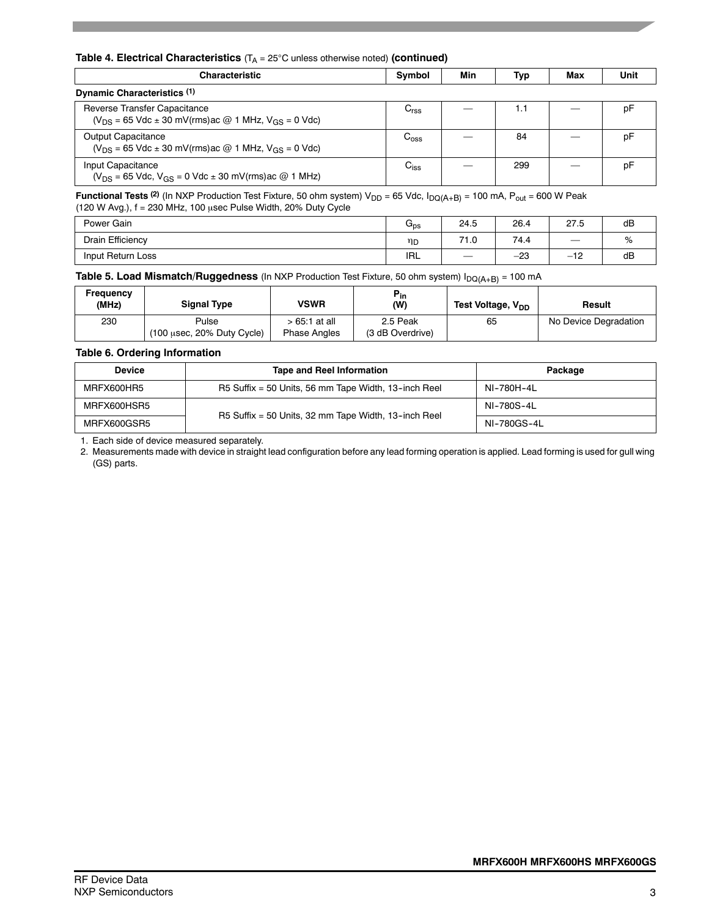**Table 4. Electrical Characteristics** ($T_A$ = 25°C unless otherwise noted) **(continued)**

| Characteristic | Symbol | Min | Typ | Max | Unit |
|---|---|---|---|---|---|
| **Dynamic Characteristics** [1] | | | | | |
| Reverse Transfer Capacitance ($V_{DS}$ = 65 Vdc ± 30 mV(rms)ac @ 1 MHz, $V_{GS}$ = 0 Vdc) | $C_{rss}$ | — | 1.1 | — | pF |
| Output Capacitance ($V_{DS}$ = 65 Vdc ± 30 mV(rms)ac @ 1 MHz, $V_{GS}$ = 0 Vdc) | $C_{oss}$ | — | 84 | — | pF |
| Input Capacitance ($V_{DS}$ = 65 Vdc, $V_{GS}$ = 0 Vdc ± 30 mV(rms)ac @ 1 MHz) | $C_{iss}$ | — | 299 | — | pF |
| **Functional Tests** [2] (In NXP Production Test Fixture, 50 ohm system) $V_{DD}$ = 65 Vdc, $I_{DQ(A+B)}$ = 100 mA, $P_{out}$ = 600 W Peak (120 W Avg.), f = 230 MHz, 100 μsec Pulse Width, 20% Duty Cycle | | | | | |
| Power Gain | $G_{ps}$ | 24.5 | 26.4 | 27.5 | dB |
| Drain Efficiency | $\eta_D$ | 71.0 | 74.4 | — | % |
| Input Return Loss | IRL | — | −23 | −12 | dB |

**Table 5. Load Mismatch/Ruggedness** (In NXP Production Test Fixture, 50 ohm system) $I_{DQ(A+B)}$ = 100 mA

| Frequency (MHz) | Signal Type | VSWR | $P_{in}$ (W) | Test Voltage, $V_{DD}$ | Result |
|---|---|---|---|---|---|
| 230 | Pulse (100 μsec, 20% Duty Cycle) | > 65:1 at all Phase Angles | 2.5 Peak (3 dB Overdrive) | 65 | No Device Degradation |

**Table 6. Ordering Information**

| Device | Tape and Reel Information | Package |
|---|---|---|
| MRFX600HR5 | R5 Suffix = 50 Units, 56 mm Tape Width, 13-inch Reel | NI-780H-4L |
| MRFX600HSR5 | R5 Suffix = 50 Units, 32 mm Tape Width, 13-inch Reel | NI-780S-4L |
| MRFX600GSR5 | | NI-780GS-4L |

1. Each side of device measured separately.
2. Measurements made with device in straight lead configuration before any lead forming operation is applied. Lead forming is used for gull wing (GS) parts.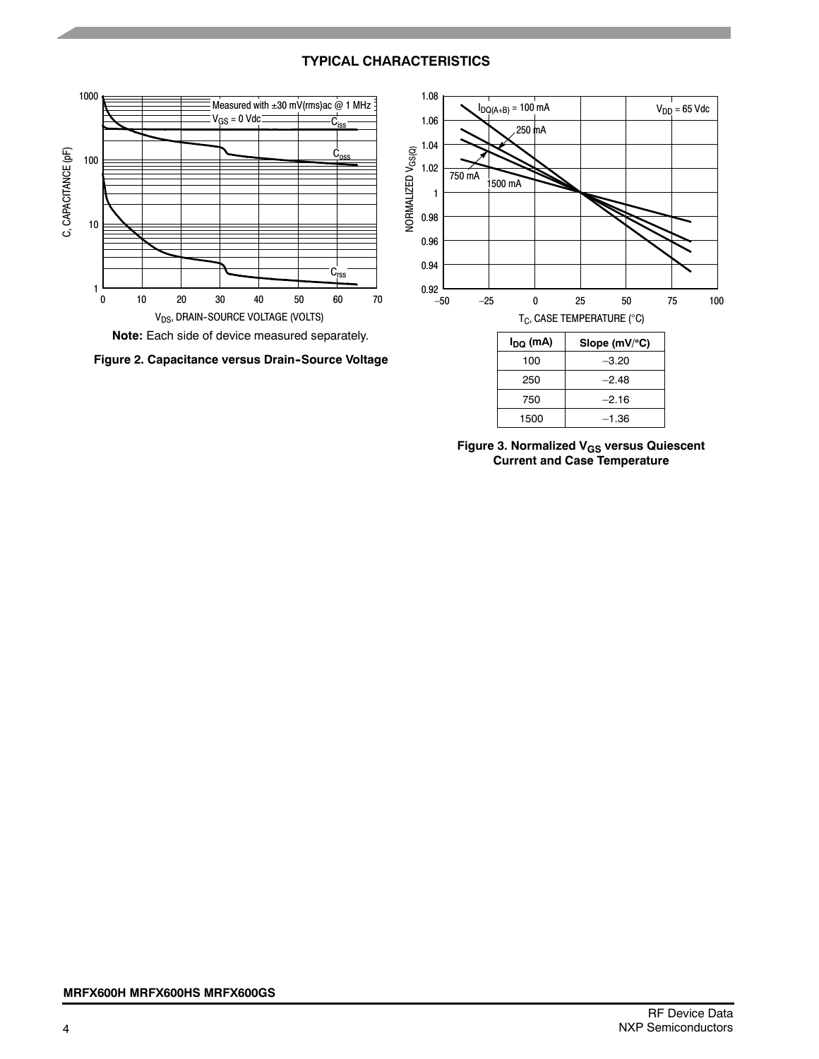## TYPICAL CHARACTERISTICS

**Note:** Each side of device measured separately.

**Figure 2. Capacitance versus Drain-Source Voltage**

| $I_{DQ}$ (mA) | Slope (mV/°C) |
| --- | --- |
| 100 | –3.20 |
| 250 | –2.48 |
| 750 | –2.16 |
| 1500 | –1.36 |

**Figure 3. Normalized $V_{GS}$ versus Quiescent Current and Case Temperature**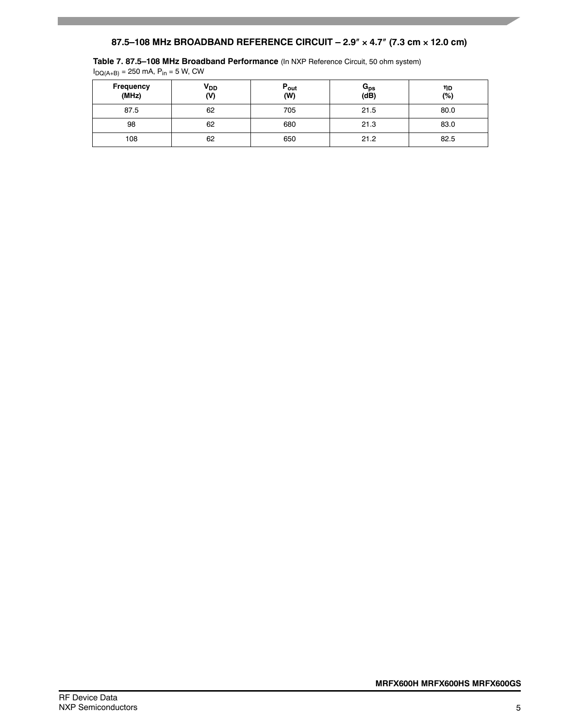## 87.5–108 MHz BROADBAND REFERENCE CIRCUIT – 2.9″ × 4.7″ (7.3 cm × 12.0 cm)

**Table 7. 87.5–108 MHz Broadband Performance** (In NXP Reference Circuit, 50 ohm system)
$I_{DQ(A+B)}$ = 250 mA, $P_{in}$ = 5 W, CW

| Frequency (MHz) | $V_{DD}$ (V) | $P_{out}$ (W) | $G_{ps}$ (dB) | $\eta_D$ (%) |
|---|---|---|---|---|
| 87.5 | 62 | 705 | 21.5 | 80.0 |
| 98 | 62 | 680 | 21.3 | 83.0 |
| 108 | 62 | 650 | 21.2 | 82.5 |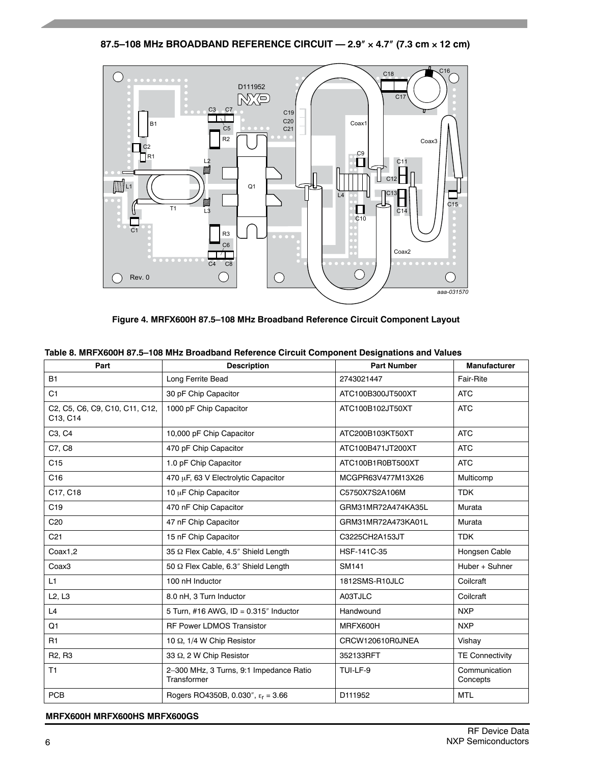## 87.5–108 MHz BROADBAND REFERENCE CIRCUIT — 2.9″ × 4.7″ (7.3 cm × 12 cm)

Figure 4. MRFX600H 87.5–108 MHz Broadband Reference Circuit Component Layout

**Table 8. MRFX600H 87.5–108 MHz Broadband Reference Circuit Component Designations and Values**

| Part | Description | Part Number | Manufacturer |
|---|---|---|---|
| B1 | Long Ferrite Bead | 2743021447 | Fair-Rite |
| C1 | 30 pF Chip Capacitor | ATC100B300JT500XT | ATC |
| C2, C5, C6, C9, C10, C11, C12, C13, C14 | 1000 pF Chip Capacitor | ATC100B102JT50XT | ATC |
| C3, C4 | 10,000 pF Chip Capacitor | ATC200B103KT50XT | ATC |
| C7, C8 | 470 pF Chip Capacitor | ATC100B471JT200XT | ATC |
| C15 | 1.0 pF Chip Capacitor | ATC100B1R0BT500XT | ATC |
| C16 | 470 μF, 63 V Electrolytic Capacitor | MCGPR63V477M13X26 | Multicomp |
| C17, C18 | 10 μF Chip Capacitor | C5750X7S2A106M | TDK |
| C19 | 470 nF Chip Capacitor | GRM31MR72A474KA35L | Murata |
| C20 | 47 nF Chip Capacitor | GRM31MR72A473KA01L | Murata |
| C21 | 15 nF Chip Capacitor | C3225CH2A153JT | TDK |
| Coax1,2 | 35 Ω Flex Cable, 4.5″ Shield Length | HSF-141C-35 | Hongsen Cable |
| Coax3 | 50 Ω Flex Cable, 6.3″ Shield Length | SM141 | Huber + Suhner |
| L1 | 100 nH Inductor | 1812SMS-R10JLC | Coilcraft |
| L2, L3 | 8.0 nH, 3 Turn Inductor | A03TJLC | Coilcraft |
| L4 | 5 Turn, #16 AWG, ID = 0.315″ Inductor | Handwound | NXP |
| Q1 | RF Power LDMOS Transistor | MRFX600H | NXP |
| R1 | 10 Ω, 1/4 W Chip Resistor | CRCW120610R0JNEA | Vishay |
| R2, R3 | 33 Ω, 2 W Chip Resistor | 352133RFT | TE Connectivity |
| T1 | 2–300 MHz, 3 Turns, 9:1 Impedance Ratio Transformer | TUI-LF-9 | Communication Concepts |
| PCB | Rogers RO4350B, 0.030″, $\varepsilon_r$ = 3.66 | D111952 | MTL |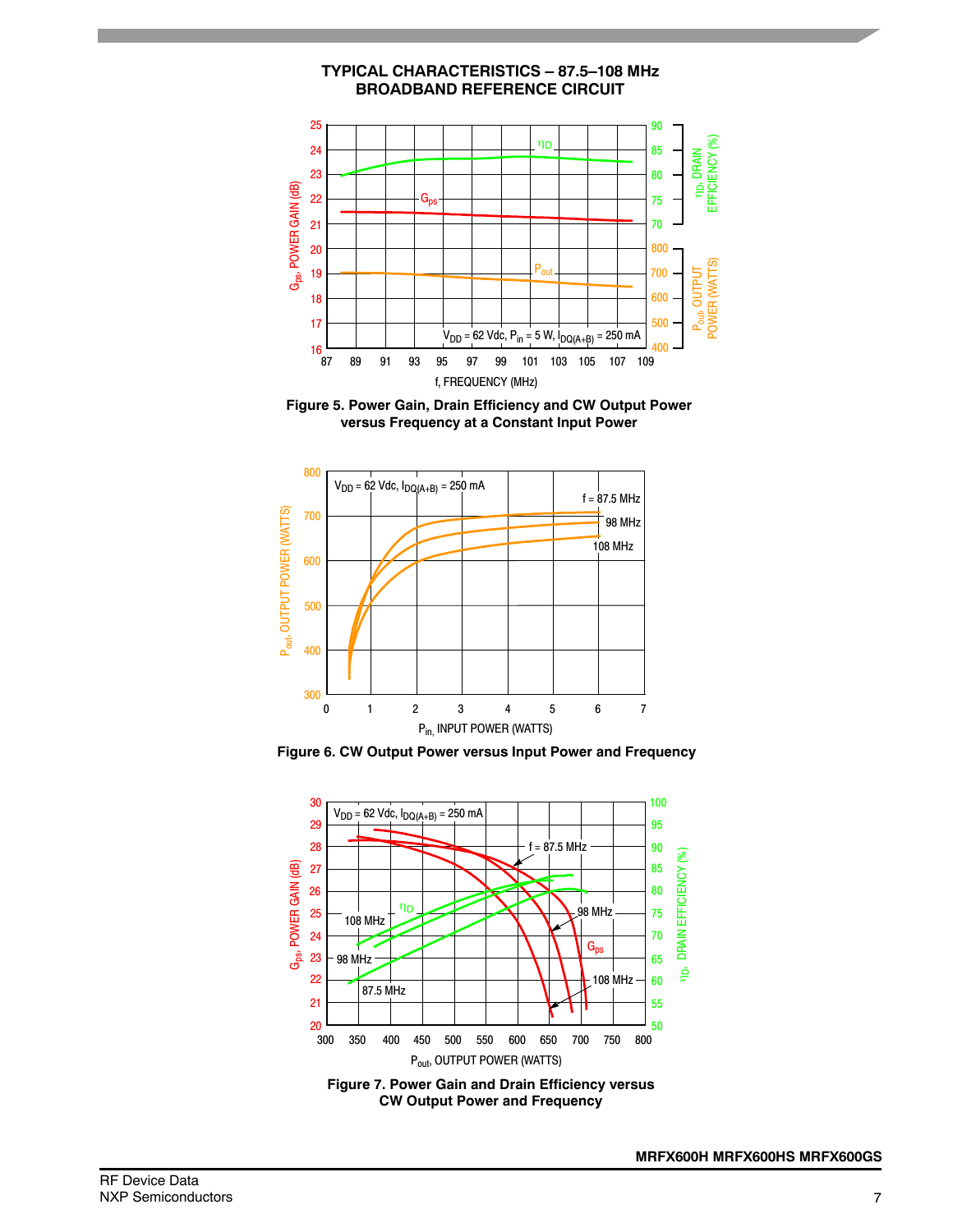## TYPICAL CHARACTERISTICS – 87.5–108 MHz BROADBAND REFERENCE CIRCUIT

**Figure 5. Power Gain, Drain Efficiency and CW Output Power versus Frequency at a Constant Input Power**

**Figure 6. CW Output Power versus Input Power and Frequency**

**Figure 7. Power Gain and Drain Efficiency versus CW Output Power and Frequency**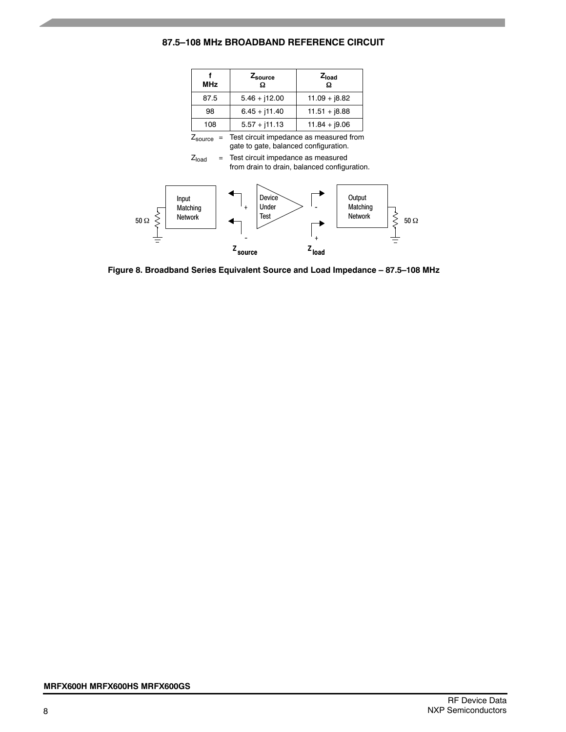## 87.5–108 MHz BROADBAND REFERENCE CIRCUIT

| f MHz | $Z_{source}$ Ω | $Z_{load}$ Ω |
|---|---|---|
| 87.5 | 5.46 + j12.00 | 11.09 + j8.82 |
| 98 | 6.45 + j11.40 | 11.51 + j8.88 |
| 108 | 5.57 + j11.13 | 11.84 + j9.06 |

$Z_{source}$ = Test circuit impedance as measured from gate to gate, balanced configuration.

$Z_{load}$ = Test circuit impedance as measured from drain to drain, balanced configuration.

50 Ω — Input Matching Network — + / - — Device Under Test — - / + — Output Matching Network — 50 Ω

$Z_{source}$ $Z_{load}$

**Figure 8. Broadband Series Equivalent Source and Load Impedance – 87.5–108 MHz**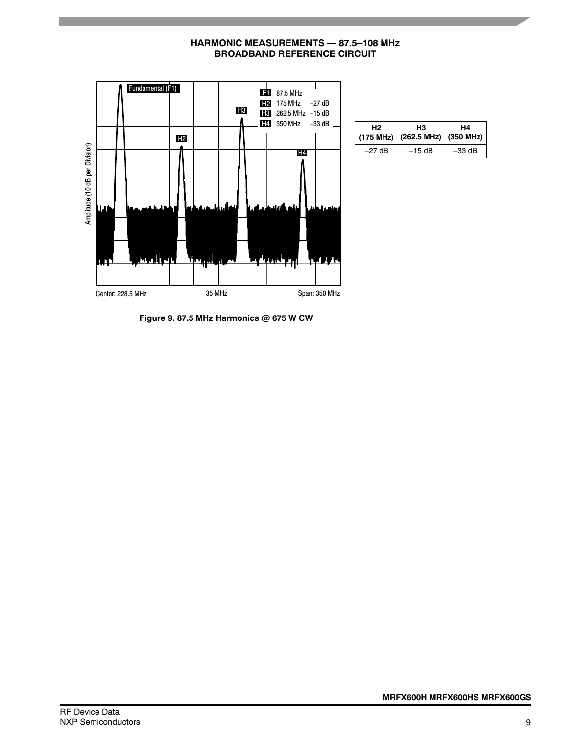## HARMONIC MEASUREMENTS — 87.5–108 MHz BROADBAND REFERENCE CIRCUIT

| H2 (175 MHz) | H3 (262.5 MHz) | H4 (350 MHz) |
|---|---|---|
| –27 dB | –15 dB | –33 dB |

**Figure 9. 87.5 MHz Harmonics @ 675 W CW**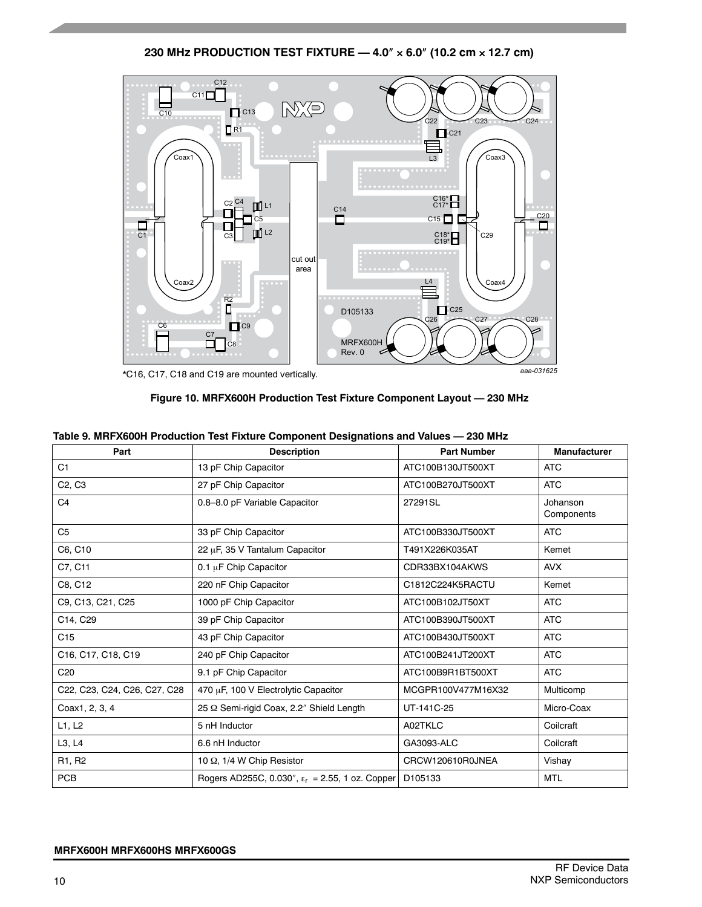**230 MHz PRODUCTION TEST FIXTURE — 4.0″ × 6.0″ (10.2 cm × 12.7 cm)**

*C16, C17, C18 and C19 are mounted vertically.

aaa-031625

**Figure 10. MRFX600H Production Test Fixture Component Layout — 230 MHz**

**Table 9. MRFX600H Production Test Fixture Component Designations and Values — 230 MHz**

| Part | Description | Part Number | Manufacturer |
|---|---|---|---|
| C1 | 13 pF Chip Capacitor | ATC100B130JT500XT | ATC |
| C2, C3 | 27 pF Chip Capacitor | ATC100B270JT500XT | ATC |
| C4 | 0.8–8.0 pF Variable Capacitor | 27291SL | Johanson Components |
| C5 | 33 pF Chip Capacitor | ATC100B330JT500XT | ATC |
| C6, C10 | 22 μF, 35 V Tantalum Capacitor | T491X226K035AT | Kemet |
| C7, C11 | 0.1 μF Chip Capacitor | CDR33BX104AKWS | AVX |
| C8, C12 | 220 nF Chip Capacitor | C1812C224K5RACTU | Kemet |
| C9, C13, C21, C25 | 1000 pF Chip Capacitor | ATC100B102JT50XT | ATC |
| C14, C29 | 39 pF Chip Capacitor | ATC100B390JT500XT | ATC |
| C15 | 43 pF Chip Capacitor | ATC100B430JT500XT | ATC |
| C16, C17, C18, C19 | 240 pF Chip Capacitor | ATC100B241JT200XT | ATC |
| C20 | 9.1 pF Chip Capacitor | ATC100B9R1BT500XT | ATC |
| C22, C23, C24, C26, C27, C28 | 470 μF, 100 V Electrolytic Capacitor | MCGPR100V477M16X32 | Multicomp |
| Coax1, 2, 3, 4 | 25 Ω Semi-rigid Coax, 2.2″ Shield Length | UT-141C-25 | Micro-Coax |
| L1, L2 | 5 nH Inductor | A02TKLC | Coilcraft |
| L3, L4 | 6.6 nH Inductor | GA3093-ALC | Coilcraft |
| R1, R2 | 10 Ω, 1/4 W Chip Resistor | CRCW120610R0JNEA | Vishay |
| PCB | Rogers AD255C, 0.030″, $\varepsilon_r$ = 2.55, 1 oz. Copper | D105133 | MTL |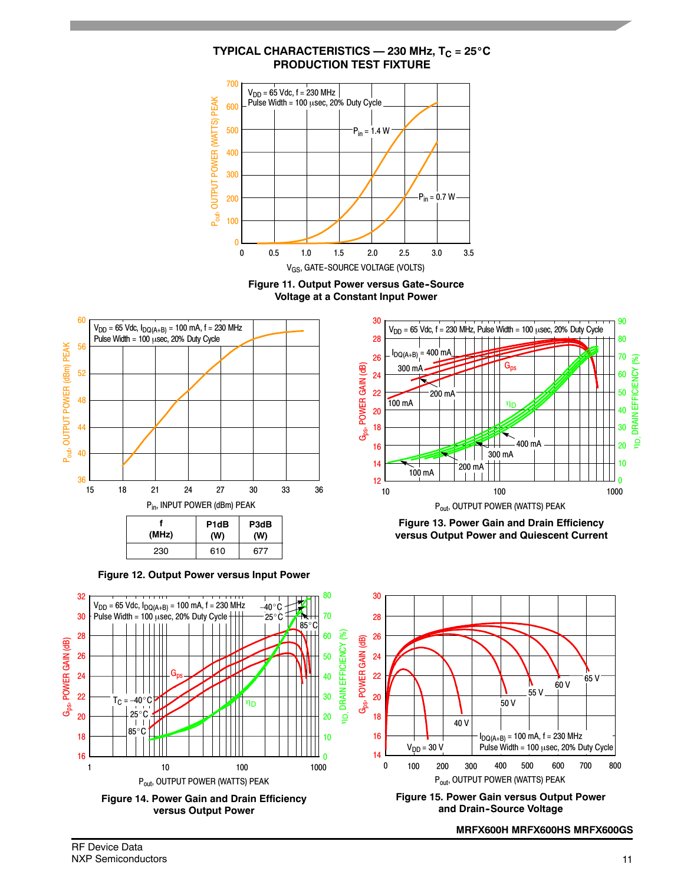## TYPICAL CHARACTERISTICS — 230 MHz, $T_C$ = 25°C PRODUCTION TEST FIXTURE

Figure 11. Output Power versus Gate-Source Voltage at a Constant Input Power

| f (MHz) | P1dB (W) | P3dB (W) |
|---|---|---|
| 230 | 610 | 677 |

Figure 12. Output Power versus Input Power

Figure 13. Power Gain and Drain Efficiency versus Output Power and Quiescent Current

Figure 14. Power Gain and Drain Efficiency versus Output Power

Figure 15. Power Gain versus Output Power and Drain-Source Voltage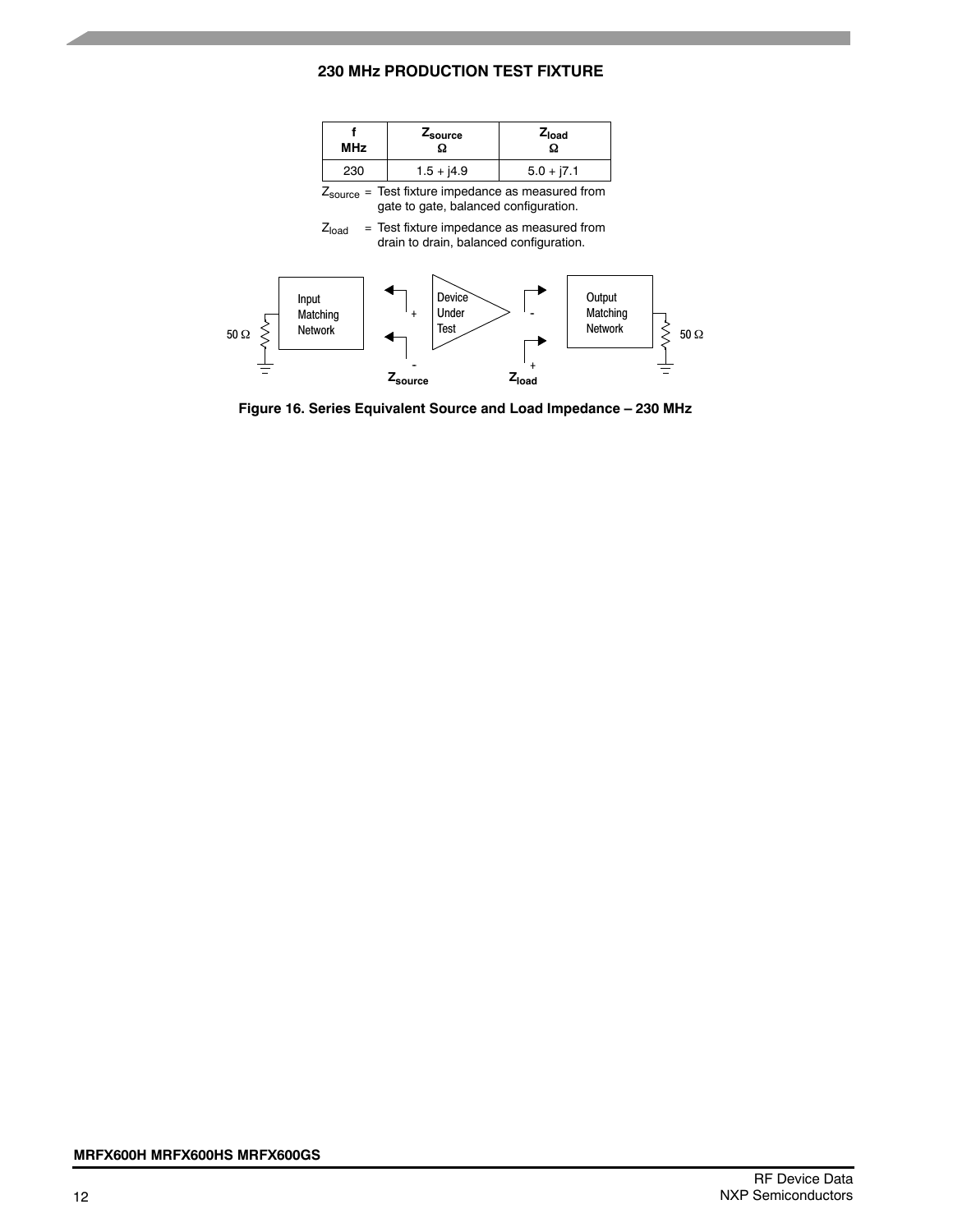## 230 MHz PRODUCTION TEST FIXTURE

| f MHz | $Z_{source}$ Ω | $Z_{load}$ Ω |
|---|---|---|
| 230 | 1.5 + j4.9 | 5.0 + j7.1 |

$Z_{source}$ = Test fixture impedance as measured from gate to gate, balanced configuration.

$Z_{load}$ = Test fixture impedance as measured from drain to drain, balanced configuration.

50 Ω Input Matching Network + - Device Under Test - + Output Matching Network 50 Ω

$Z_{source}$ $Z_{load}$

**Figure 16. Series Equivalent Source and Load Impedance – 230 MHz**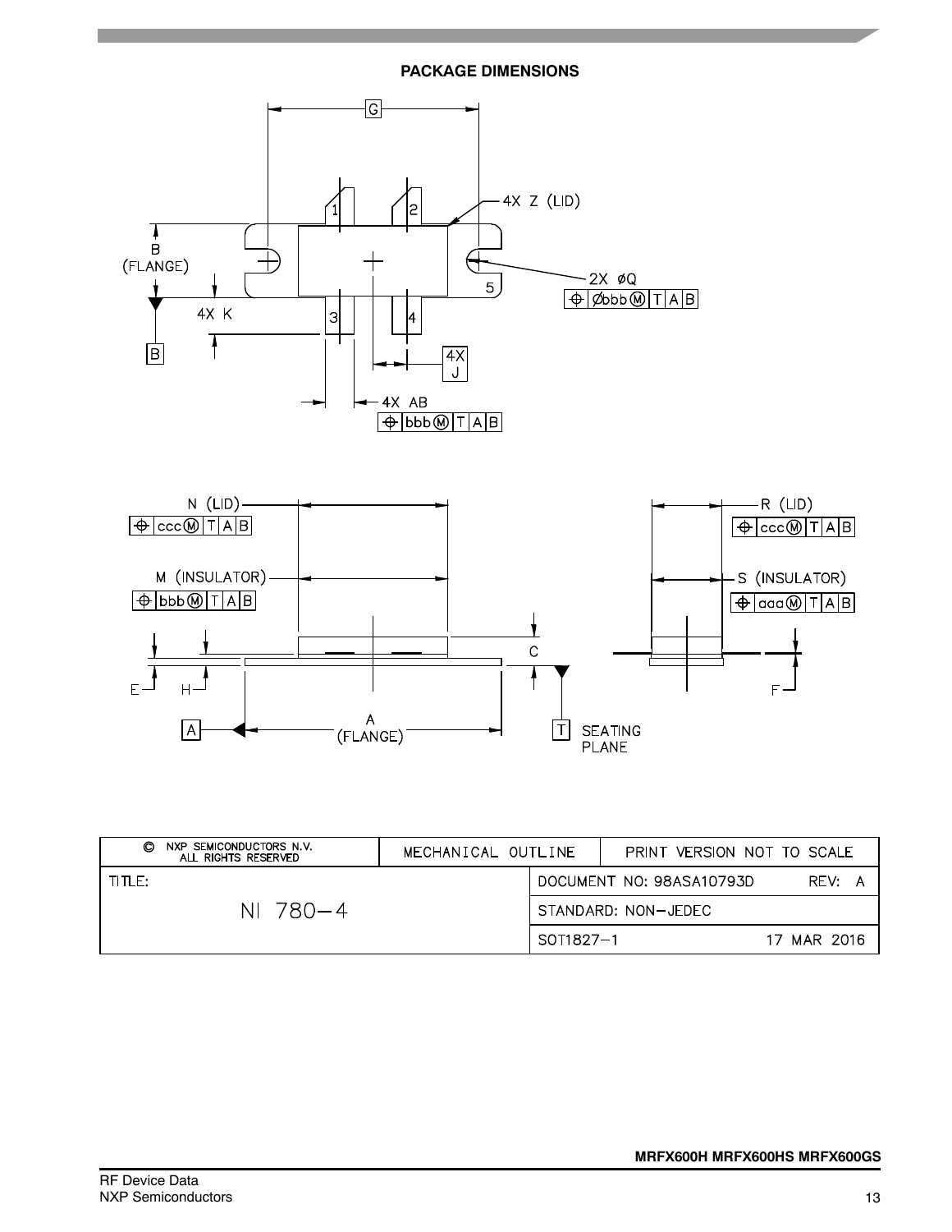## PACKAGE DIMENSIONS

G

4X Z (LID)

B (FLANGE)

2X ØQ

⊕ | Øbbb Ⓜ | T | A | B

4X K

B

4X J

4X AB

⊕ | bbb Ⓜ | T | A | B

N (LID)

⊕ | ccc Ⓜ | T | A | B

M (INSULATOR)

⊕ | bbb Ⓜ | T | A | B

R (LID)

⊕ | ccc Ⓜ | T | A | B

S (INSULATOR)

⊕ | aaa Ⓜ | T | A | B

C

E

H

F

A (FLANGE)

T SEATING PLANE

| © NXP SEMICONDUCTORS N.V. ALL RIGHTS RESERVED | MECHANICAL OUTLINE | PRINT VERSION NOT TO SCALE |
|---|---|---|
| TITLE: NI 780–4 | DOCUMENT NO: 98ASA10793D | REV: A |
| | STANDARD: NON-JEDEC | |
| | SOT1827–1 | 17 MAR 2016 |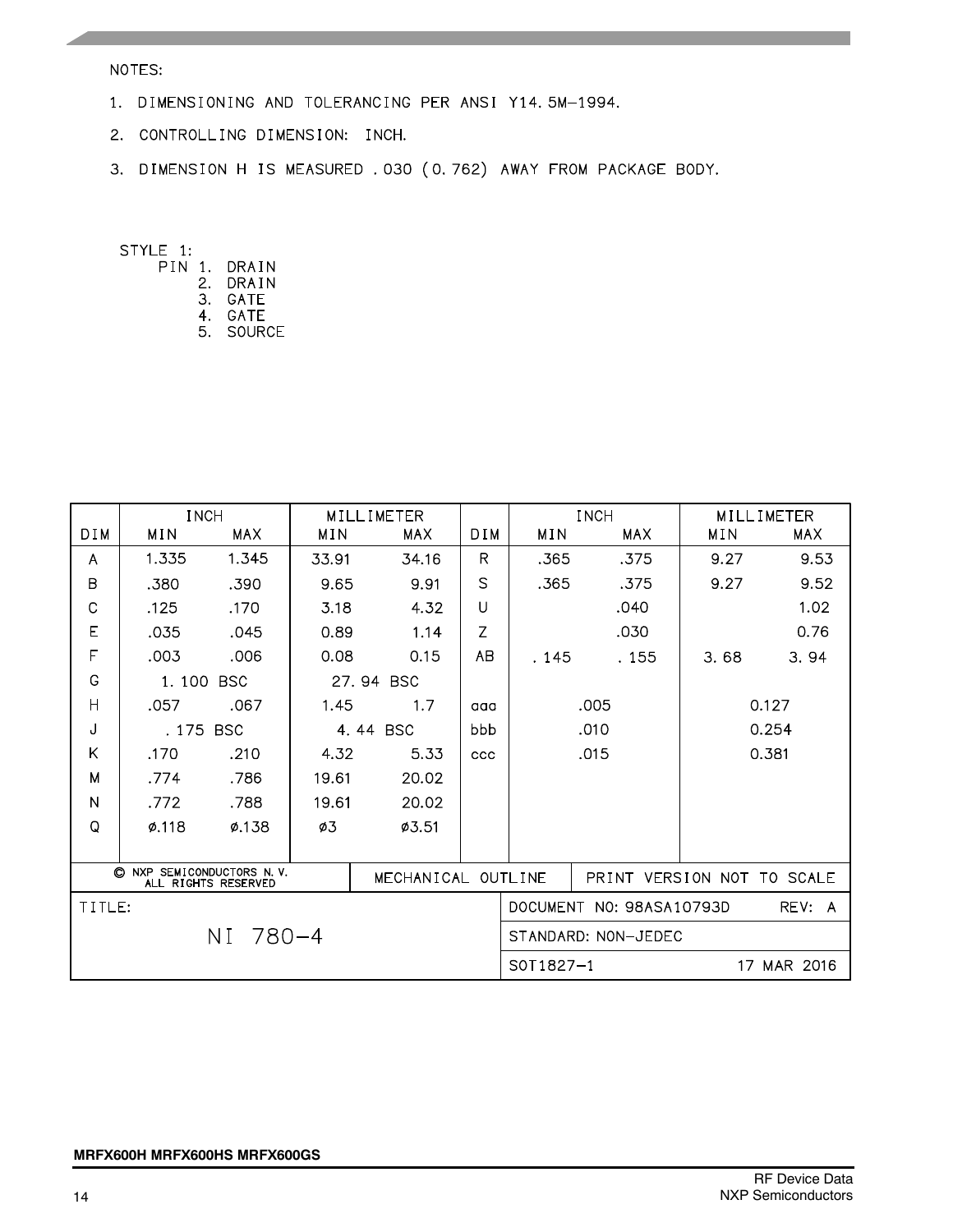NOTES:

1. DIMENSIONING AND TOLERANCING PER ANSI Y14.5M-1994.
2. CONTROLLING DIMENSION: INCH.
3. DIMENSION H IS MEASURED .030 (0.762) AWAY FROM PACKAGE BODY.

STYLE 1:
PIN 1. DRAIN
2. DRAIN
3. GATE
4. GATE
5. SOURCE

| DIM | INCH MIN | INCH MAX | MILLIMETER MIN | MILLIMETER MAX | DIM | INCH MIN | INCH MAX | MILLIMETER MIN | MILLIMETER MAX |
|---|---|---|---|---|---|---|---|---|---|
| A | 1.335 | 1.345 | 33.91 | 34.16 | R | .365 | .375 | 9.27 | 9.53 |
| B | .380 | .390 | 9.65 | 9.91 | S | .365 | .375 | 9.27 | 9.52 |
| C | .125 | .170 | 3.18 | 4.32 | U | | .040 | | 1.02 |
| E | .035 | .045 | 0.89 | 1.14 | Z | | .030 | | 0.76 |
| F | .003 | .006 | 0.08 | 0.15 | AB | .145 | .155 | 3.68 | 3.94 |
| G | 1.100 BSC | | 27.94 BSC | | | | | | |
| H | .057 | .067 | 1.45 | 1.7 | aaa | .005 | | 0.127 | |
| J | .175 BSC | | 4.44 BSC | | bbb | .010 | | 0.254 | |
| K | .170 | .210 | 4.32 | 5.33 | ccc | .015 | | 0.381 | |
| M | .774 | .786 | 19.61 | 20.02 | | | | | |
| N | .772 | .788 | 19.61 | 20.02 | | | | | |
| Q | ø.118 | ø.138 | ø3 | ø3.51 | | | | | |

© NXP SEMICONDUCTORS N.V. ALL RIGHTS RESERVED — MECHANICAL OUTLINE — PRINT VERSION NOT TO SCALE

TITLE: NI 780-4

DOCUMENT NO: 98ASA10793D REV: A

STANDARD: NON-JEDEC

SOT1827-1 17 MAR 2016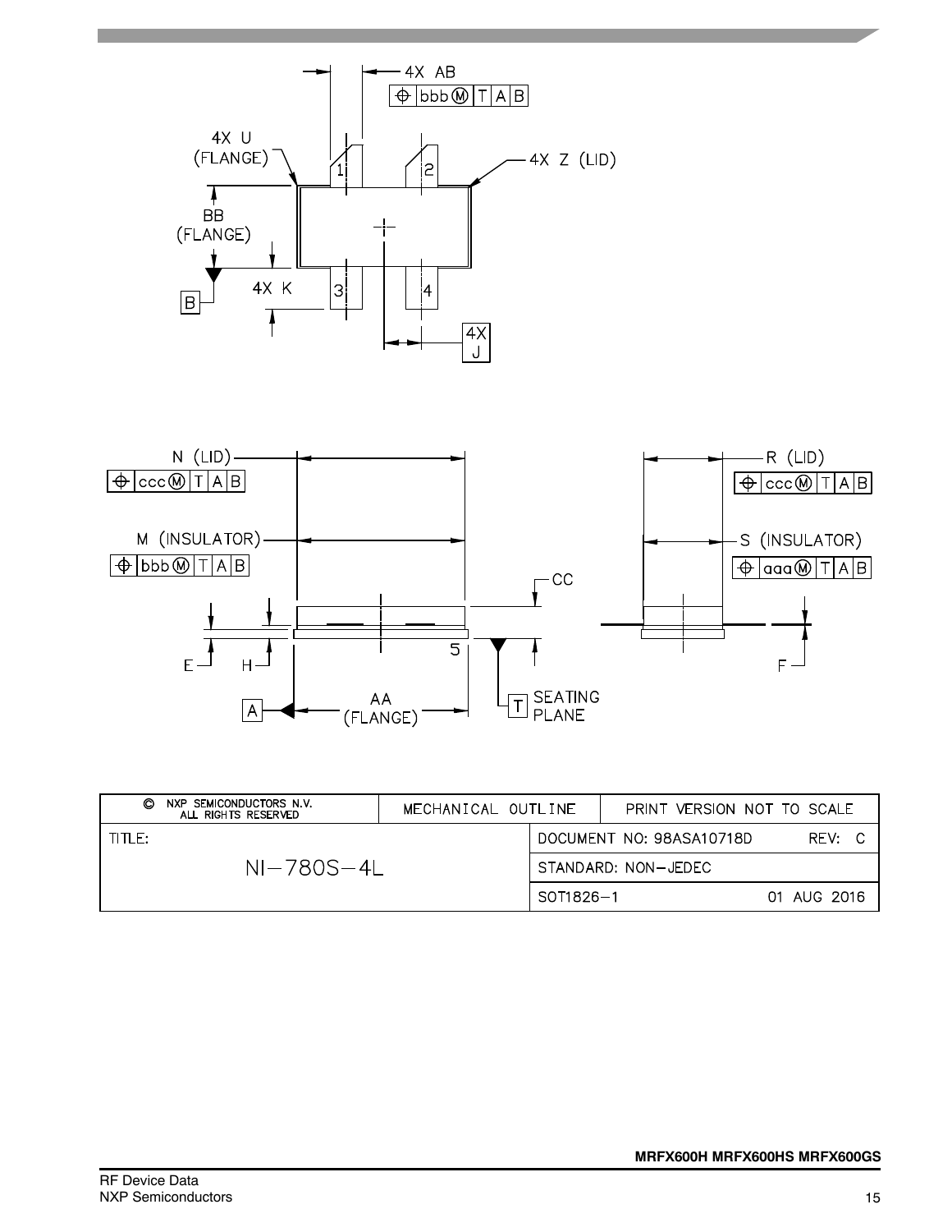4X AB

⊕ bbb Ⓜ T A B

4X U (FLANGE)

4X Z (LID)

BB (FLANGE)

B

4X K

4X J

1 2 3 4

N (LID)

⊕ ccc Ⓜ T A B

M (INSULATOR)

⊕ bbb Ⓜ T A B

R (LID)

⊕ ccc Ⓜ T A B

S (INSULATOR)

⊕ aaa Ⓜ T A B

CC

E H

5

F

A

AA (FLANGE)

T SEATING PLANE

| © NXP SEMICONDUCTORS N.V. ALL RIGHTS RESERVED | MECHANICAL OUTLINE | PRINT VERSION NOT TO SCALE |
|---|---|---|
| TITLE: | DOCUMENT NO: 98ASA10718D | REV: C |
| NI–780S–4L | STANDARD: NON–JEDEC | |
| | SOT1826–1 | 01 AUG 2016 |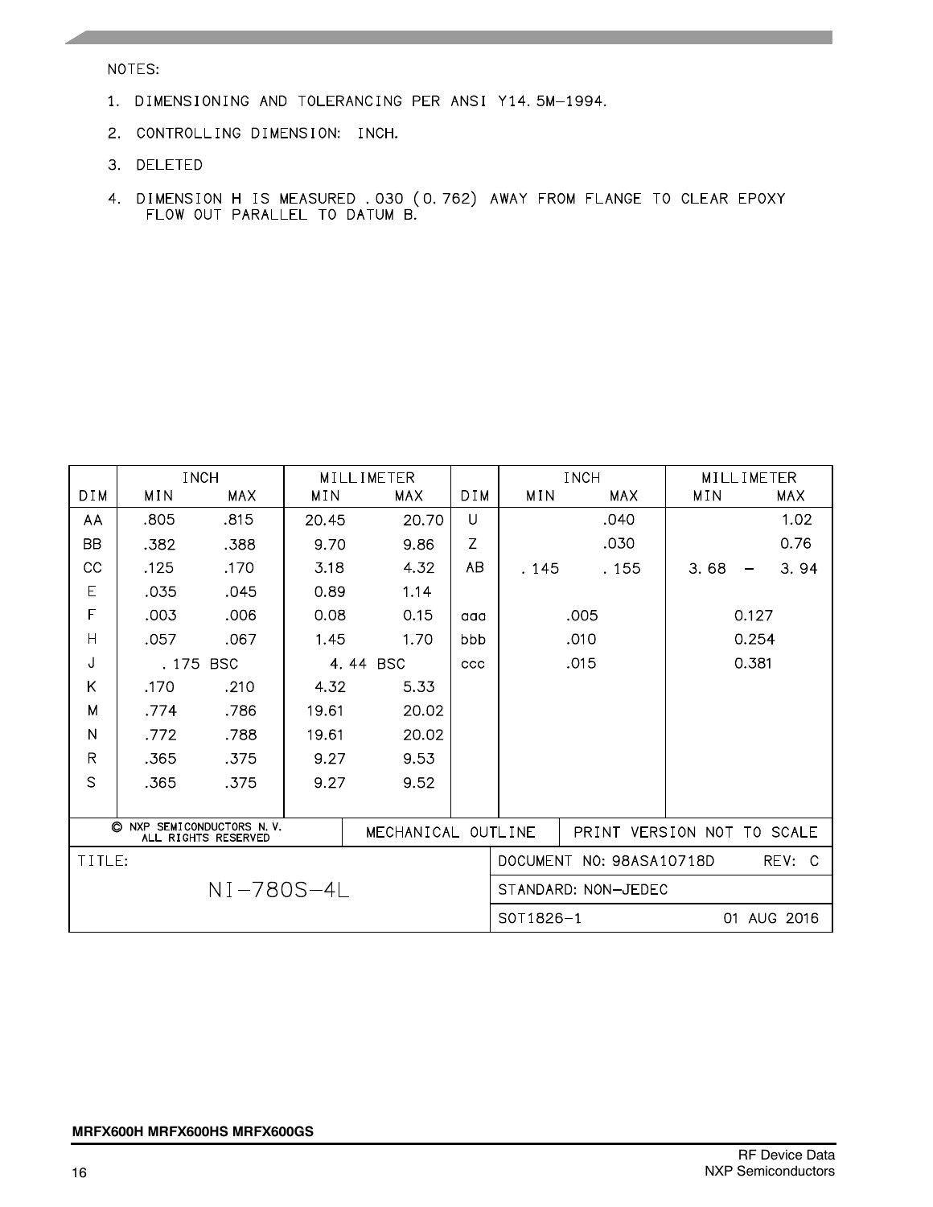NOTES:

1. DIMENSIONING AND TOLERANCING PER ANSI Y14.5M-1994.
2. CONTROLLING DIMENSION: INCH.
3. DELETED
4. DIMENSION H IS MEASURED .030 (0.762) AWAY FROM FLANGE TO CLEAR EPOXY FLOW OUT PARALLEL TO DATUM B.

| DIM | INCH MIN | INCH MAX | MILLIMETER MIN | MILLIMETER MAX | DIM | INCH MIN | INCH MAX | MILLIMETER MIN | MILLIMETER MAX |
|---|---|---|---|---|---|---|---|---|---|
| AA | .805 | .815 | 20.45 | 20.70 | U | | .040 | | 1.02 |
| BB | .382 | .388 | 9.70 | 9.86 | Z | | .030 | | 0.76 |
| CC | .125 | .170 | 3.18 | 4.32 | AB | .145 | .155 | 3.68 | 3.94 |
| E | .035 | .045 | 0.89 | 1.14 | | | | | |
| F | .003 | .006 | 0.08 | 0.15 | aaa | .005 | | 0.127 | |
| H | .057 | .067 | 1.45 | 1.70 | bbb | .010 | | 0.254 | |
| J | .175 BSC | | 4.44 BSC | | ccc | .015 | | 0.381 | |
| K | .170 | .210 | 4.32 | 5.33 | | | | | |
| M | .774 | .786 | 19.61 | 20.02 | | | | | |
| N | .772 | .788 | 19.61 | 20.02 | | | | | |
| R | .365 | .375 | 9.27 | 9.53 | | | | | |
| S | .365 | .375 | 9.27 | 9.52 | | | | | |

| © NXP SEMICONDUCTORS N.V. ALL RIGHTS RESERVED | MECHANICAL OUTLINE | PRINT VERSION NOT TO SCALE |
|---|---|---|
| TITLE: NI-780S-4L | DOCUMENT NO: 98ASA10718D | REV: C |
| | STANDARD: NON-JEDEC | |
| | SOT1826-1 | 01 AUG 2016 |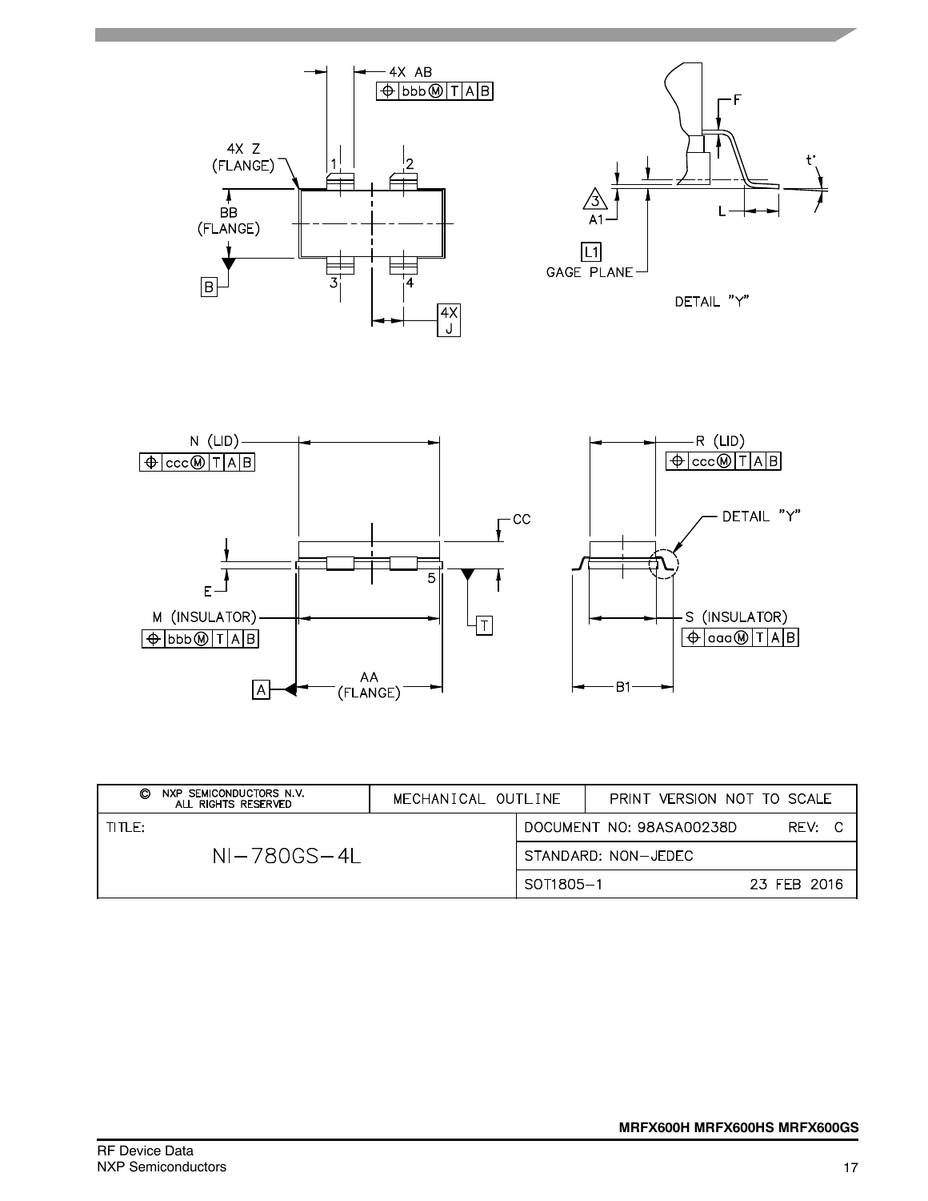4X AB

⊕ bbb Ⓜ T A B

4X Z (FLANGE)

BB (FLANGE)

B

1 2 3 4

4X J

F

t°

3

A1

L

L1

GAGE PLANE

DETAIL "Y"

N (LID)

⊕ ccc Ⓜ T A B

CC

E

5

M (INSULATOR)

⊕ bbb Ⓜ T A B

T

A

AA (FLANGE)

R (LID)

⊕ ccc Ⓜ T A B

DETAIL "Y"

S (INSULATOR)

⊕ aaa Ⓜ T A B

B1

| © NXP SEMICONDUCTORS N.V. ALL RIGHTS RESERVED | MECHANICAL OUTLINE | PRINT VERSION NOT TO SCALE |
|---|---|---|
| TITLE: NI-780GS-4L | DOCUMENT NO: 98ASA00238D | REV: C |
| | STANDARD: NON-JEDEC | |
| | SOT1805-1 | 23 FEB 2016 |

MRFX600H MRFX600HS MRFX600GS

RF Device Data
NXP Semiconductors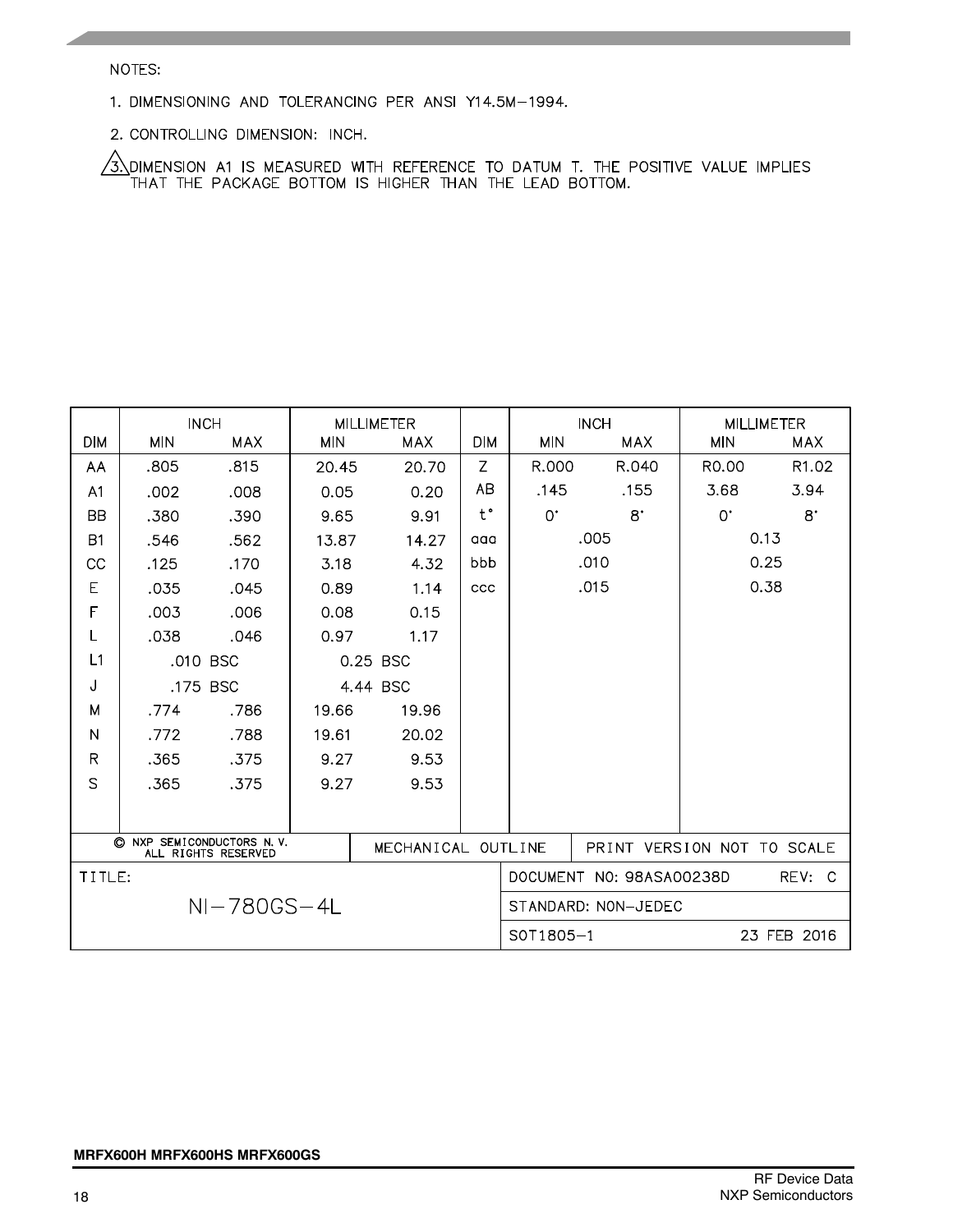NOTES:

1. DIMENSIONING AND TOLERANCING PER ANSI Y14.5M–1994.

2. CONTROLLING DIMENSION: INCH.

3. DIMENSION A1 IS MEASURED WITH REFERENCE TO DATUM T. THE POSITIVE VALUE IMPLIES THAT THE PACKAGE BOTTOM IS HIGHER THAN THE LEAD BOTTOM.

| DIM | INCH MIN | INCH MAX | MILLIMETER MIN | MILLIMETER MAX | DIM | INCH MIN | INCH MAX | MILLIMETER MIN | MILLIMETER MAX |
|---|---|---|---|---|---|---|---|---|---|
| AA | .805 | .815 | 20.45 | 20.70 | Z | R.000 | R.040 | R0.00 | R1.02 |
| A1 | .002 | .008 | 0.05 | 0.20 | AB | .145 | .155 | 3.68 | 3.94 |
| BB | .380 | .390 | 9.65 | 9.91 | t° | 0° | 8° | 0° | 8° |
| B1 | .546 | .562 | 13.87 | 14.27 | aaa | .005 | | 0.13 | |
| CC | .125 | .170 | 3.18 | 4.32 | bbb | .010 | | 0.25 | |
| E | .035 | .045 | 0.89 | 1.14 | ccc | .015 | | 0.38 | |
| F | .003 | .006 | 0.08 | 0.15 | | | | | |
| L | .038 | .046 | 0.97 | 1.17 | | | | | |
| L1 | .010 BSC | | 0.25 BSC | | | | | | |
| J | .175 BSC | | 4.44 BSC | | | | | | |
| M | .774 | .786 | 19.66 | 19.96 | | | | | |
| N | .772 | .788 | 19.61 | 20.02 | | | | | |
| R | .365 | .375 | 9.27 | 9.53 | | | | | |
| S | .365 | .375 | 9.27 | 9.53 | | | | | |

| © NXP SEMICONDUCTORS N. V. ALL RIGHTS RESERVED | MECHANICAL OUTLINE | PRINT VERSION NOT TO SCALE |
|---|---|---|
| TITLE: NI–780GS–4L | DOCUMENT NO: 98ASA00238D | REV: C |
| | STANDARD: NON–JEDEC | |
| | SOT1805–1 | 23 FEB 2016 |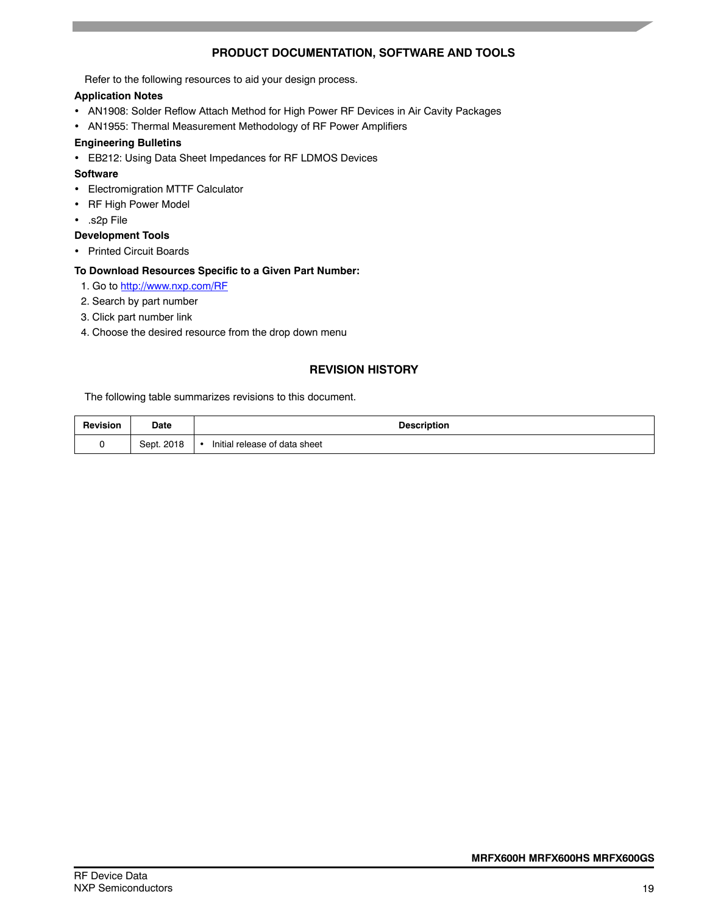## PRODUCT DOCUMENTATION, SOFTWARE AND TOOLS

Refer to the following resources to aid your design process.

**Application Notes**

- AN1908: Solder Reflow Attach Method for High Power RF Devices in Air Cavity Packages
- AN1955: Thermal Measurement Methodology of RF Power Amplifiers

**Engineering Bulletins**

- EB212: Using Data Sheet Impedances for RF LDMOS Devices

**Software**

- Electromigration MTTF Calculator
- RF High Power Model
- .s2p File

**Development Tools**

- Printed Circuit Boards

**To Download Resources Specific to a Given Part Number:**

1. Go to http://www.nxp.com/RF
2. Search by part number
3. Click part number link
4. Choose the desired resource from the drop down menu

## REVISION HISTORY

The following table summarizes revisions to this document.

| Revision | Date | Description |
|---|---|---|
| 0 | Sept. 2018 | • Initial release of data sheet |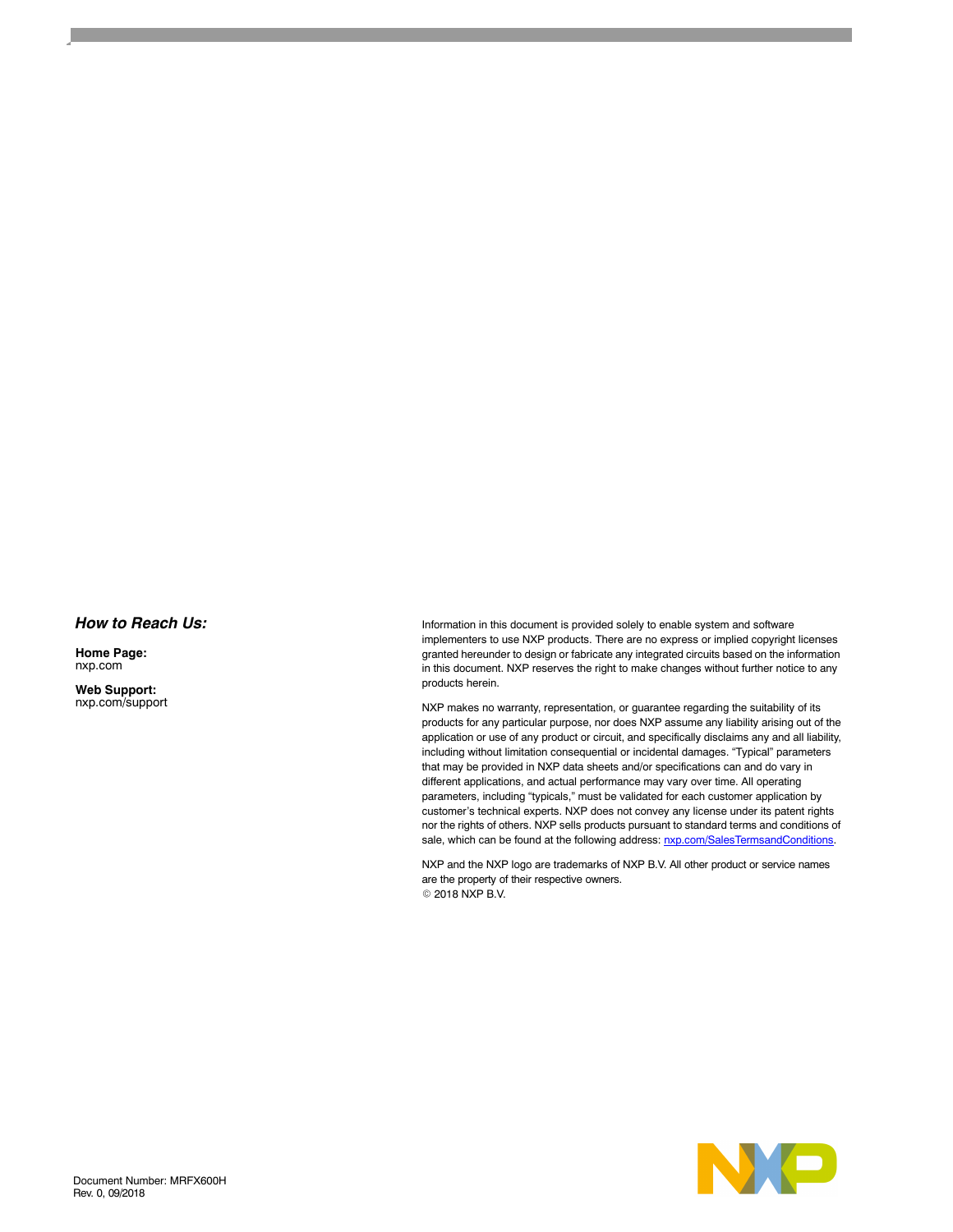***How to Reach Us:***

**Home Page:**
nxp.com

**Web Support:**
nxp.com/support

Information in this document is provided solely to enable system and software implementers to use NXP products. There are no express or implied copyright licenses granted hereunder to design or fabricate any integrated circuits based on the information in this document. NXP reserves the right to make changes without further notice to any products herein.

NXP makes no warranty, representation, or guarantee regarding the suitability of its products for any particular purpose, nor does NXP assume any liability arising out of the application or use of any product or circuit, and specifically disclaims any and all liability, including without limitation consequential or incidental damages. “Typical” parameters that may be provided in NXP data sheets and/or specifications can and do vary in different applications, and actual performance may vary over time. All operating parameters, including “typicals,” must be validated for each customer application by customer’s technical experts. NXP does not convey any license under its patent rights nor the rights of others. NXP sells products pursuant to standard terms and conditions of sale, which can be found at the following address: nxp.com/SalesTermsandConditions.

NXP and the NXP logo are trademarks of NXP B.V. All other product or service names are the property of their respective owners.
© 2018 NXP B.V.

Document Number: MRFX600H
Rev. 0, 09/2018